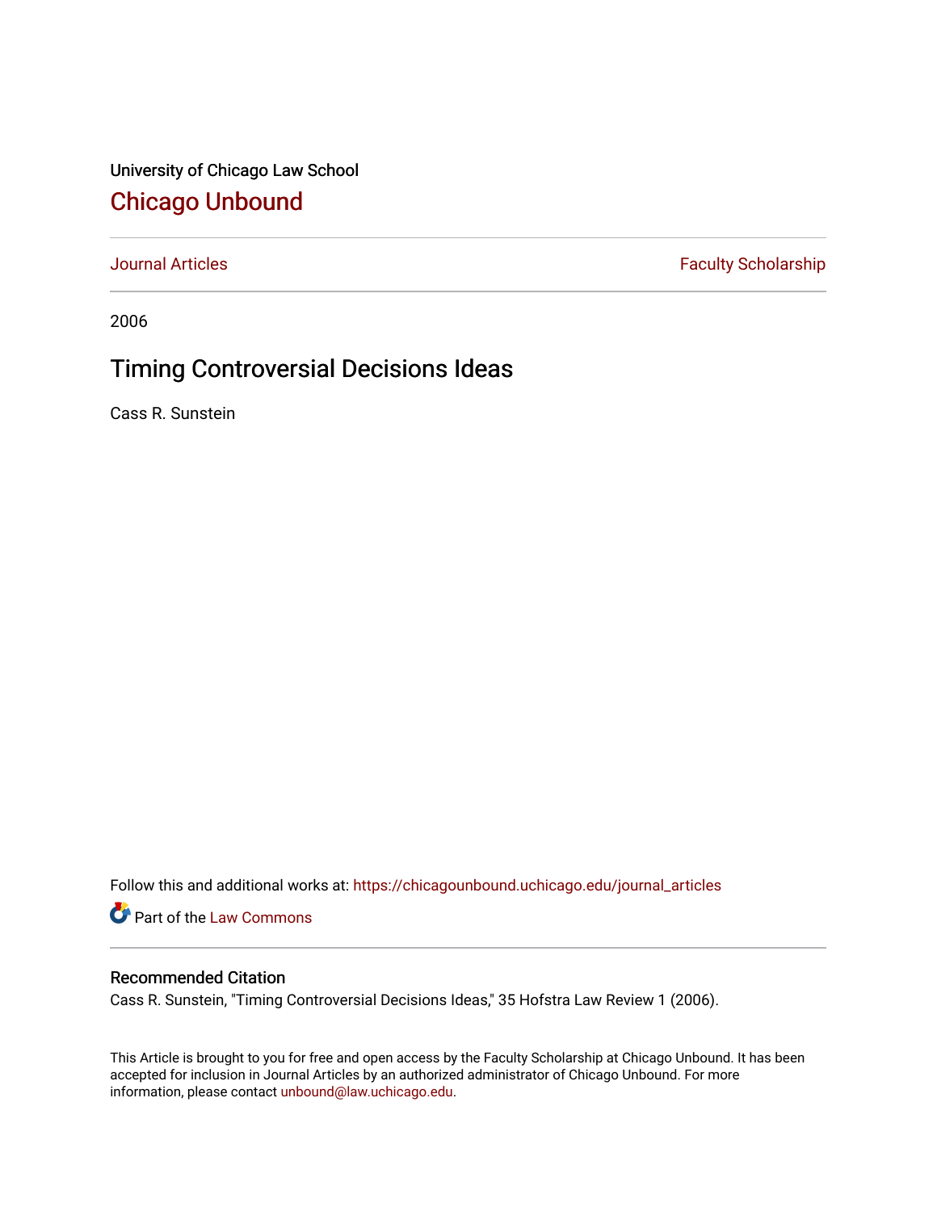University of Chicago Law School

# Chicago Unbound

Journal Articles | Faculty Scholarship

2006

## Timing Controversial Decisions Ideas

Cass R. Sunstein

Follow this and additional works at: https://chicagounbound.uchicago.edu/journal_articles

Part of the Law Commons

### Recommended Citation

Cass R. Sunstein, "Timing Controversial Decisions Ideas," 35 Hofstra Law Review 1 (2006).

This Article is brought to you for free and open access by the Faculty Scholarship at Chicago Unbound. It has been accepted for inclusion in Journal Articles by an authorized administrator of Chicago Unbound. For more information, please contact unbound@law.uchicago.edu.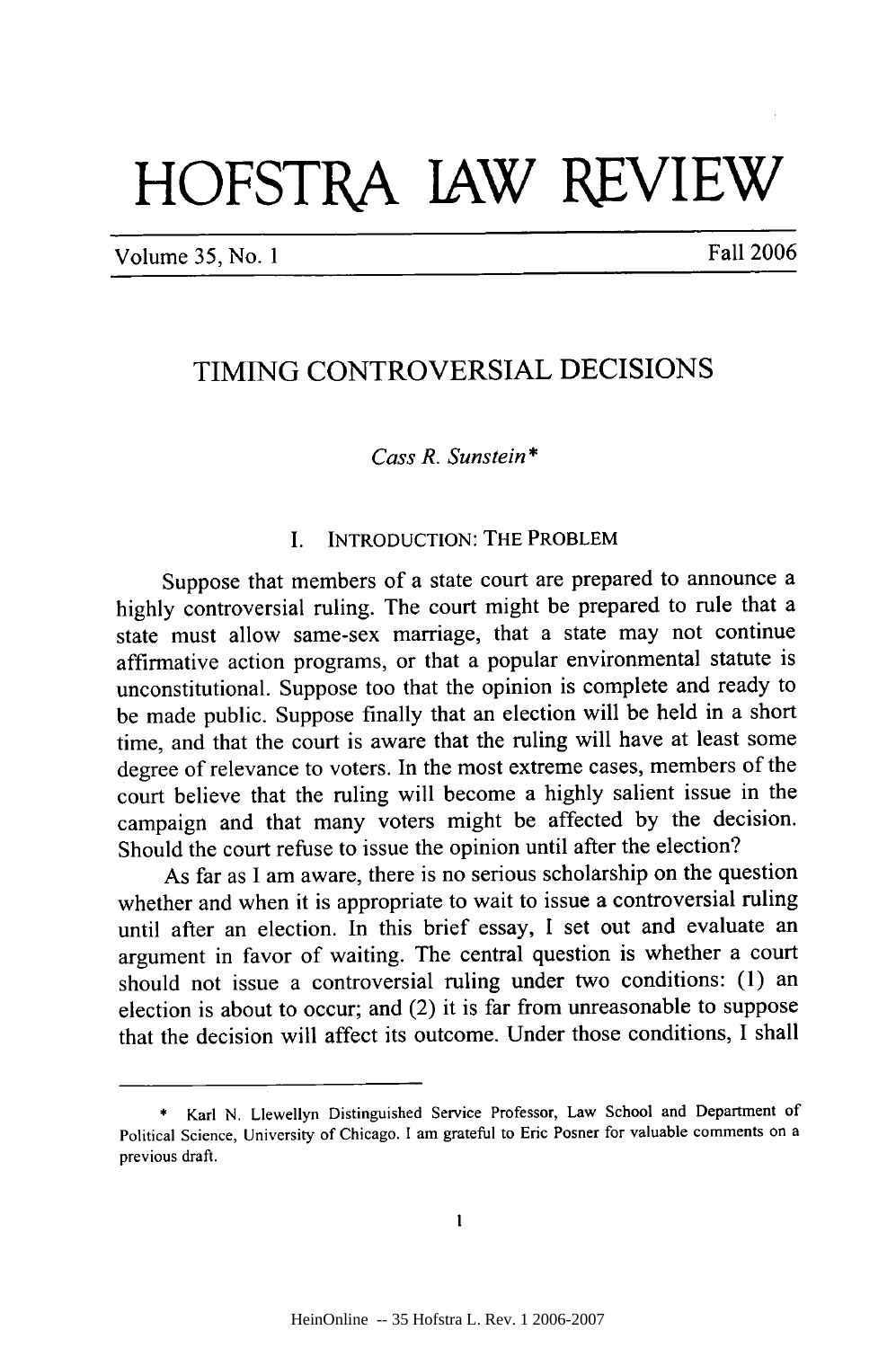# HOFSTRA LAW REVIEW

Volume 35, No. 1 Fall 2006

## TIMING CONTROVERSIAL DECISIONS

*Cass R. Sunstein**

### I. INTRODUCTION: THE PROBLEM

Suppose that members of a state court are prepared to announce a highly controversial ruling. The court might be prepared to rule that a state must allow same-sex marriage, that a state may not continue affirmative action programs, or that a popular environmental statute is unconstitutional. Suppose too that the opinion is complete and ready to be made public. Suppose finally that an election will be held in a short time, and that the court is aware that the ruling will have at least some degree of relevance to voters. In the most extreme cases, members of the court believe that the ruling will become a highly salient issue in the campaign and that many voters might be affected by the decision. Should the court refuse to issue the opinion until after the election?

As far as I am aware, there is no serious scholarship on the question whether and when it is appropriate to wait to issue a controversial ruling until after an election. In this brief essay, I set out and evaluate an argument in favor of waiting. The central question is whether a court should not issue a controversial ruling under two conditions: (1) an election is about to occur; and (2) it is far from unreasonable to suppose that the decision will affect its outcome. Under those conditions, I shall

---

\* Karl N. Llewellyn Distinguished Service Professor, Law School and Department of Political Science, University of Chicago. I am grateful to Eric Posner for valuable comments on a previous draft.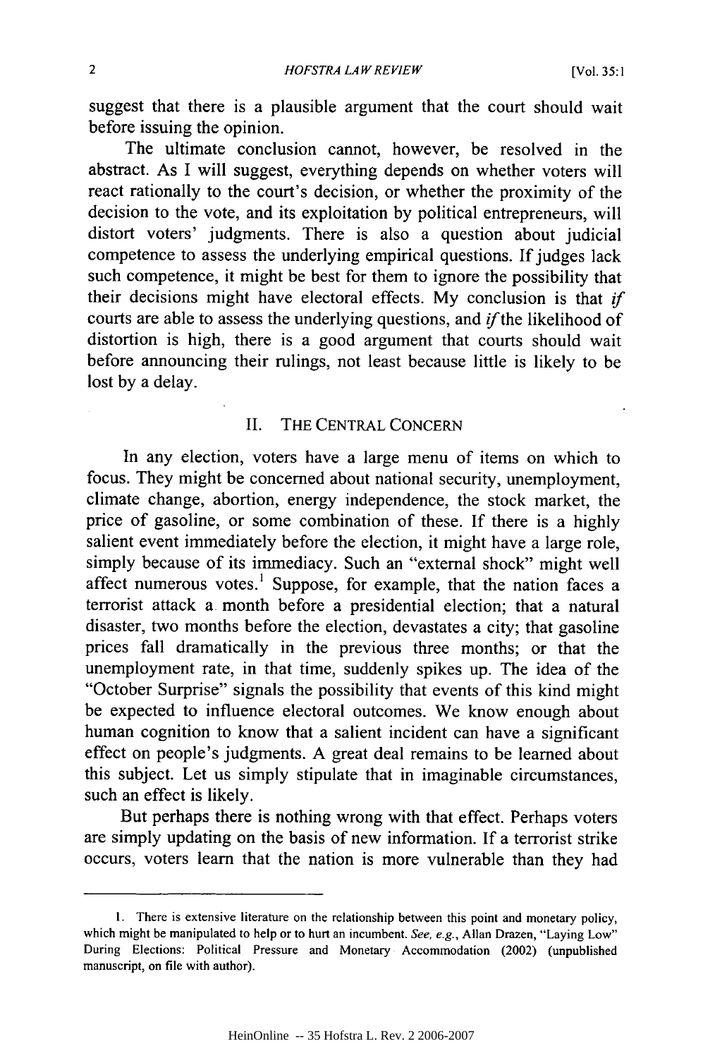suggest that there is a plausible argument that the court should wait before issuing the opinion.

The ultimate conclusion cannot, however, be resolved in the abstract. As I will suggest, everything depends on whether voters will react rationally to the court's decision, or whether the proximity of the decision to the vote, and its exploitation by political entrepreneurs, will distort voters' judgments. There is also a question about judicial competence to assess the underlying empirical questions. If judges lack such competence, it might be best for them to ignore the possibility that their decisions might have electoral effects. My conclusion is that *if* courts are able to assess the underlying questions, and *if* the likelihood of distortion is high, there is a good argument that courts should wait before announcing their rulings, not least because little is likely to be lost by a delay.

## II. THE CENTRAL CONCERN

In any election, voters have a large menu of items on which to focus. They might be concerned about national security, unemployment, climate change, abortion, energy independence, the stock market, the price of gasoline, or some combination of these. If there is a highly salient event immediately before the election, it might have a large role, simply because of its immediacy. Such an "external shock" might well affect numerous votes.[1] Suppose, for example, that the nation faces a terrorist attack a month before a presidential election; that a natural disaster, two months before the election, devastates a city; that gasoline prices fall dramatically in the previous three months; or that the unemployment rate, in that time, suddenly spikes up. The idea of the "October Surprise" signals the possibility that events of this kind might be expected to influence electoral outcomes. We know enough about human cognition to know that a salient incident can have a significant effect on people's judgments. A great deal remains to be learned about this subject. Let us simply stipulate that in imaginable circumstances, such an effect is likely.

But perhaps there is nothing wrong with that effect. Perhaps voters are simply updating on the basis of new information. If a terrorist strike occurs, voters learn that the nation is more vulnerable than they had

---

1. There is extensive literature on the relationship between this point and monetary policy, which might be manipulated to help or to hurt an incumbent. *See, e.g.*, Allan Drazen, "Laying Low" During Elections: Political Pressure and Monetary Accommodation (2002) (unpublished manuscript, on file with author).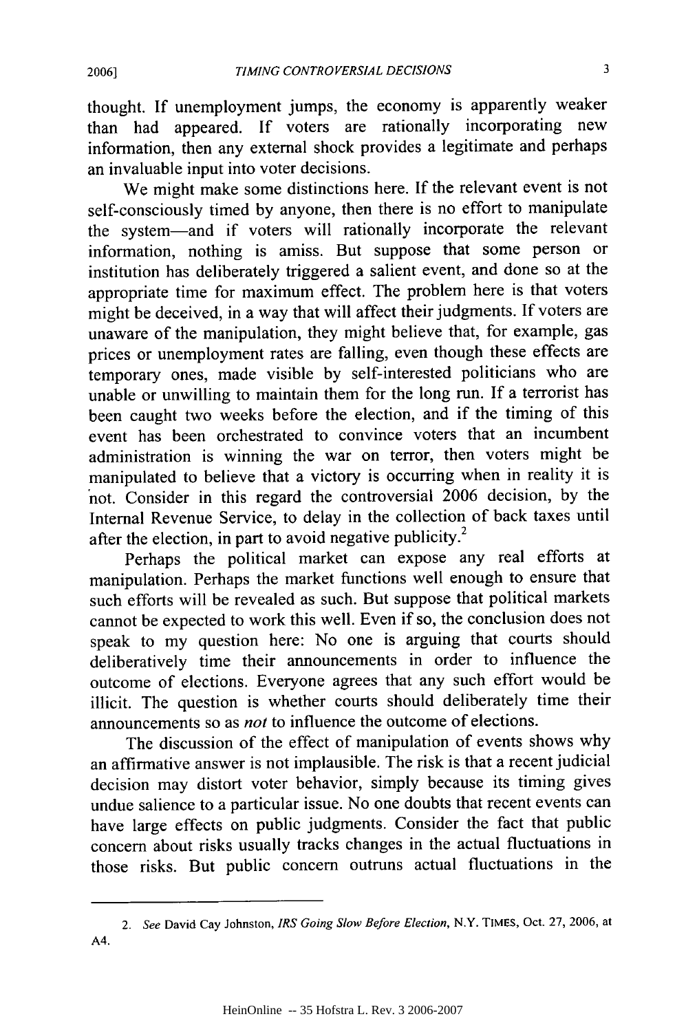thought. If unemployment jumps, the economy is apparently weaker than had appeared. If voters are rationally incorporating new information, then any external shock provides a legitimate and perhaps an invaluable input into voter decisions.

We might make some distinctions here. If the relevant event is not self-consciously timed by anyone, then there is no effort to manipulate the system—and if voters will rationally incorporate the relevant information, nothing is amiss. But suppose that some person or institution has deliberately triggered a salient event, and done so at the appropriate time for maximum effect. The problem here is that voters might be deceived, in a way that will affect their judgments. If voters are unaware of the manipulation, they might believe that, for example, gas prices or unemployment rates are falling, even though these effects are temporary ones, made visible by self-interested politicians who are unable or unwilling to maintain them for the long run. If a terrorist has been caught two weeks before the election, and if the timing of this event has been orchestrated to convince voters that an incumbent administration is winning the war on terror, then voters might be manipulated to believe that a victory is occurring when in reality it is not. Consider in this regard the controversial 2006 decision, by the Internal Revenue Service, to delay in the collection of back taxes until after the election, in part to avoid negative publicity.[2]

Perhaps the political market can expose any real efforts at manipulation. Perhaps the market functions well enough to ensure that such efforts will be revealed as such. But suppose that political markets cannot be expected to work this well. Even if so, the conclusion does not speak to my question here: No one is arguing that courts should deliberatively time their announcements in order to influence the outcome of elections. Everyone agrees that any such effort would be illicit. The question is whether courts should deliberately time their announcements so as *not* to influence the outcome of elections.

The discussion of the effect of manipulation of events shows why an affirmative answer is not implausible. The risk is that a recent judicial decision may distort voter behavior, simply because its timing gives undue salience to a particular issue. No one doubts that recent events can have large effects on public judgments. Consider the fact that public concern about risks usually tracks changes in the actual fluctuations in those risks. But public concern outruns actual fluctuations in the

---

2. *See* David Cay Johnston, *IRS Going Slow Before Election*, N.Y. TIMES, Oct. 27, 2006, at A4.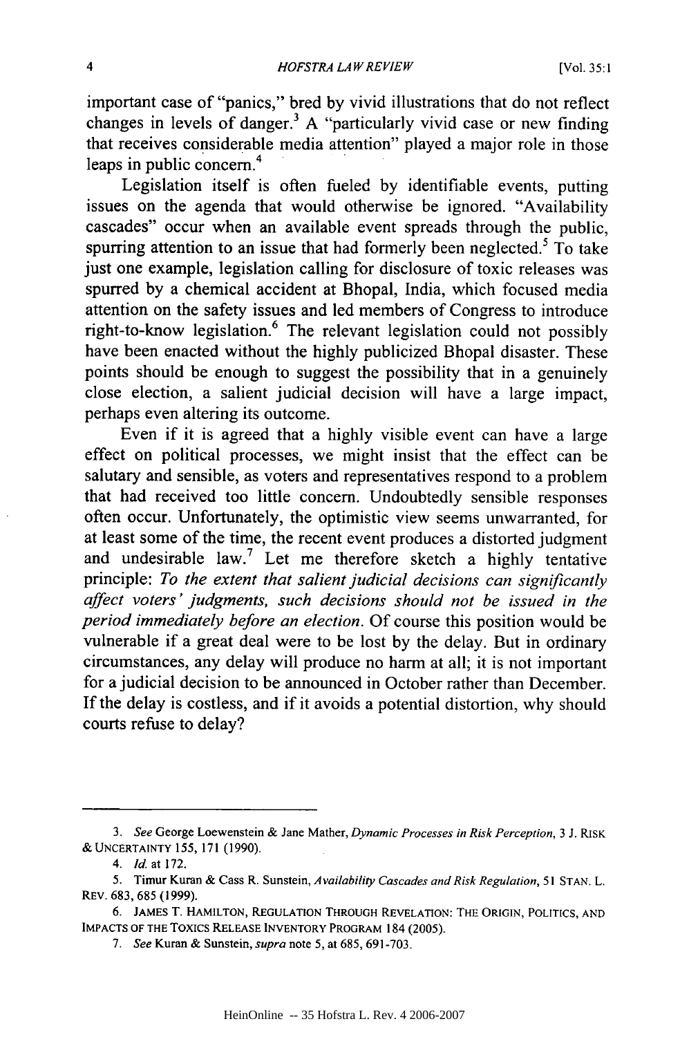important case of "panics," bred by vivid illustrations that do not reflect changes in levels of danger.[3] A "particularly vivid case or new finding that receives considerable media attention" played a major role in those leaps in public concern.[4]

Legislation itself is often fueled by identifiable events, putting issues on the agenda that would otherwise be ignored. "Availability cascades" occur when an available event spreads through the public, spurring attention to an issue that had formerly been neglected.[5] To take just one example, legislation calling for disclosure of toxic releases was spurred by a chemical accident at Bhopal, India, which focused media attention on the safety issues and led members of Congress to introduce right-to-know legislation.[6] The relevant legislation could not possibly have been enacted without the highly publicized Bhopal disaster. These points should be enough to suggest the possibility that in a genuinely close election, a salient judicial decision will have a large impact, perhaps even altering its outcome.

Even if it is agreed that a highly visible event can have a large effect on political processes, we might insist that the effect can be salutary and sensible, as voters and representatives respond to a problem that had received too little concern. Undoubtedly sensible responses often occur. Unfortunately, the optimistic view seems unwarranted, for at least some of the time, the recent event produces a distorted judgment and undesirable law.[7] Let me therefore sketch a highly tentative principle: *To the extent that salient judicial decisions can significantly affect voters' judgments, such decisions should not be issued in the period immediately before an election.* Of course this position would be vulnerable if a great deal were to be lost by the delay. But in ordinary circumstances, any delay will produce no harm at all; it is not important for a judicial decision to be announced in October rather than December. If the delay is costless, and if it avoids a potential distortion, why should courts refuse to delay?

---

3. *See* George Loewenstein & Jane Mather, *Dynamic Processes in Risk Perception*, 3 J. RISK & UNCERTAINTY 155, 171 (1990).

4. *Id.* at 172.

5. Timur Kuran & Cass R. Sunstein, *Availability Cascades and Risk Regulation*, 51 STAN. L. REV. 683, 685 (1999).

6. JAMES T. HAMILTON, REGULATION THROUGH REVELATION: THE ORIGIN, POLITICS, AND IMPACTS OF THE TOXICS RELEASE INVENTORY PROGRAM 184 (2005).

7. *See* Kuran & Sunstein, *supra* note 5, at 685, 691-703.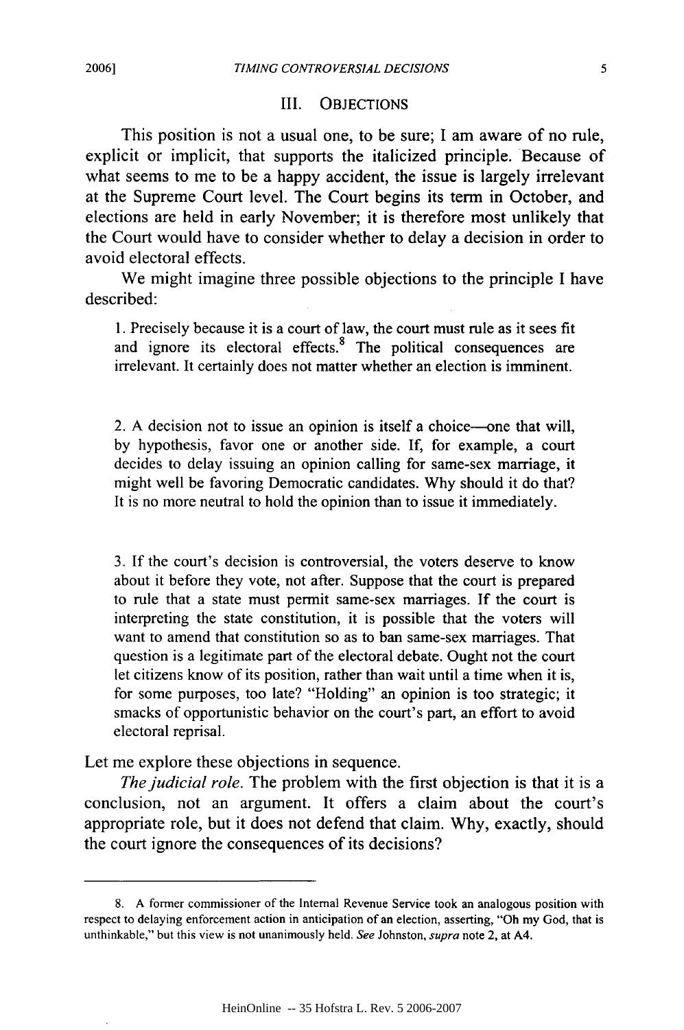## III. OBJECTIONS

This position is not a usual one, to be sure; I am aware of no rule, explicit or implicit, that supports the italicized principle. Because of what seems to me to be a happy accident, the issue is largely irrelevant at the Supreme Court level. The Court begins its term in October, and elections are held in early November; it is therefore most unlikely that the Court would have to consider whether to delay a decision in order to avoid electoral effects.

We might imagine three possible objections to the principle I have described:

> 1. Precisely because it is a court of law, the court must rule as it sees fit and ignore its electoral effects.[8] The political consequences are irrelevant. It certainly does not matter whether an election is imminent.
>
> 2. A decision not to issue an opinion is itself a choice—one that will, by hypothesis, favor one or another side. If, for example, a court decides to delay issuing an opinion calling for same-sex marriage, it might well be favoring Democratic candidates. Why should it do that? It is no more neutral to hold the opinion than to issue it immediately.
>
> 3. If the court's decision is controversial, the voters deserve to know about it before they vote, not after. Suppose that the court is prepared to rule that a state must permit same-sex marriages. If the court is interpreting the state constitution, it is possible that the voters will want to amend that constitution so as to ban same-sex marriages. That question is a legitimate part of the electoral debate. Ought not the court let citizens know of its position, rather than wait until a time when it is, for some purposes, too late? "Holding" an opinion is too strategic; it smacks of opportunistic behavior on the court's part, an effort to avoid electoral reprisal.

Let me explore these objections in sequence.

*The judicial role.* The problem with the first objection is that it is a conclusion, not an argument. It offers a claim about the court's appropriate role, but it does not defend that claim. Why, exactly, should the court ignore the consequences of its decisions?

---

8. A former commissioner of the Internal Revenue Service took an analogous position with respect to delaying enforcement action in anticipation of an election, asserting, "Oh my God, that is unthinkable," but this view is not unanimously held. *See* Johnston, *supra* note 2, at A4.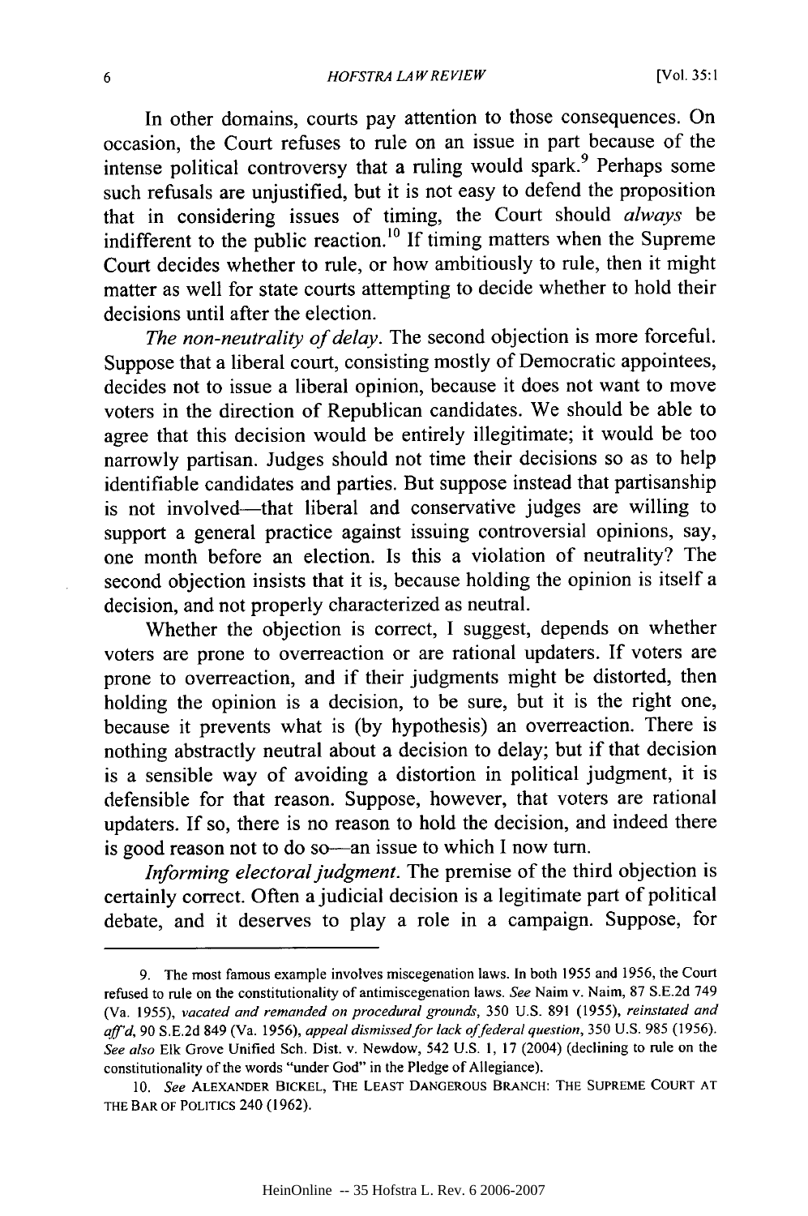In other domains, courts pay attention to those consequences. On occasion, the Court refuses to rule on an issue in part because of the intense political controversy that a ruling would spark.[9] Perhaps some such refusals are unjustified, but it is not easy to defend the proposition that in considering issues of timing, the Court should *always* be indifferent to the public reaction.[10] If timing matters when the Supreme Court decides whether to rule, or how ambitiously to rule, then it might matter as well for state courts attempting to decide whether to hold their decisions until after the election.

*The non-neutrality of delay.* The second objection is more forceful. Suppose that a liberal court, consisting mostly of Democratic appointees, decides not to issue a liberal opinion, because it does not want to move voters in the direction of Republican candidates. We should be able to agree that this decision would be entirely illegitimate; it would be too narrowly partisan. Judges should not time their decisions so as to help identifiable candidates and parties. But suppose instead that partisanship is not involved—that liberal and conservative judges are willing to support a general practice against issuing controversial opinions, say, one month before an election. Is this a violation of neutrality? The second objection insists that it is, because holding the opinion is itself a decision, and not properly characterized as neutral.

Whether the objection is correct, I suggest, depends on whether voters are prone to overreaction or are rational updaters. If voters are prone to overreaction, and if their judgments might be distorted, then holding the opinion is a decision, to be sure, but it is the right one, because it prevents what is (by hypothesis) an overreaction. There is nothing abstractly neutral about a decision to delay; but if that decision is a sensible way of avoiding a distortion in political judgment, it is defensible for that reason. Suppose, however, that voters are rational updaters. If so, there is no reason to hold the decision, and indeed there is good reason not to do so—an issue to which I now turn.

*Informing electoral judgment.* The premise of the third objection is certainly correct. Often a judicial decision is a legitimate part of political debate, and it deserves to play a role in a campaign. Suppose, for

---

9. The most famous example involves miscegenation laws. In both 1955 and 1956, the Court refused to rule on the constitutionality of antimiscegenation laws. *See* Naim v. Naim, 87 S.E.2d 749 (Va. 1955), *vacated and remanded on procedural grounds*, 350 U.S. 891 (1955), *reinstated and aff'd*, 90 S.E.2d 849 (Va. 1956), *appeal dismissed for lack of federal question*, 350 U.S. 985 (1956). *See also* Elk Grove Unified Sch. Dist. v. Newdow, 542 U.S. 1, 17 (2004) (declining to rule on the constitutionality of the words "under God" in the Pledge of Allegiance).

10. *See* ALEXANDER BICKEL, THE LEAST DANGEROUS BRANCH: THE SUPREME COURT AT THE BAR OF POLITICS 240 (1962).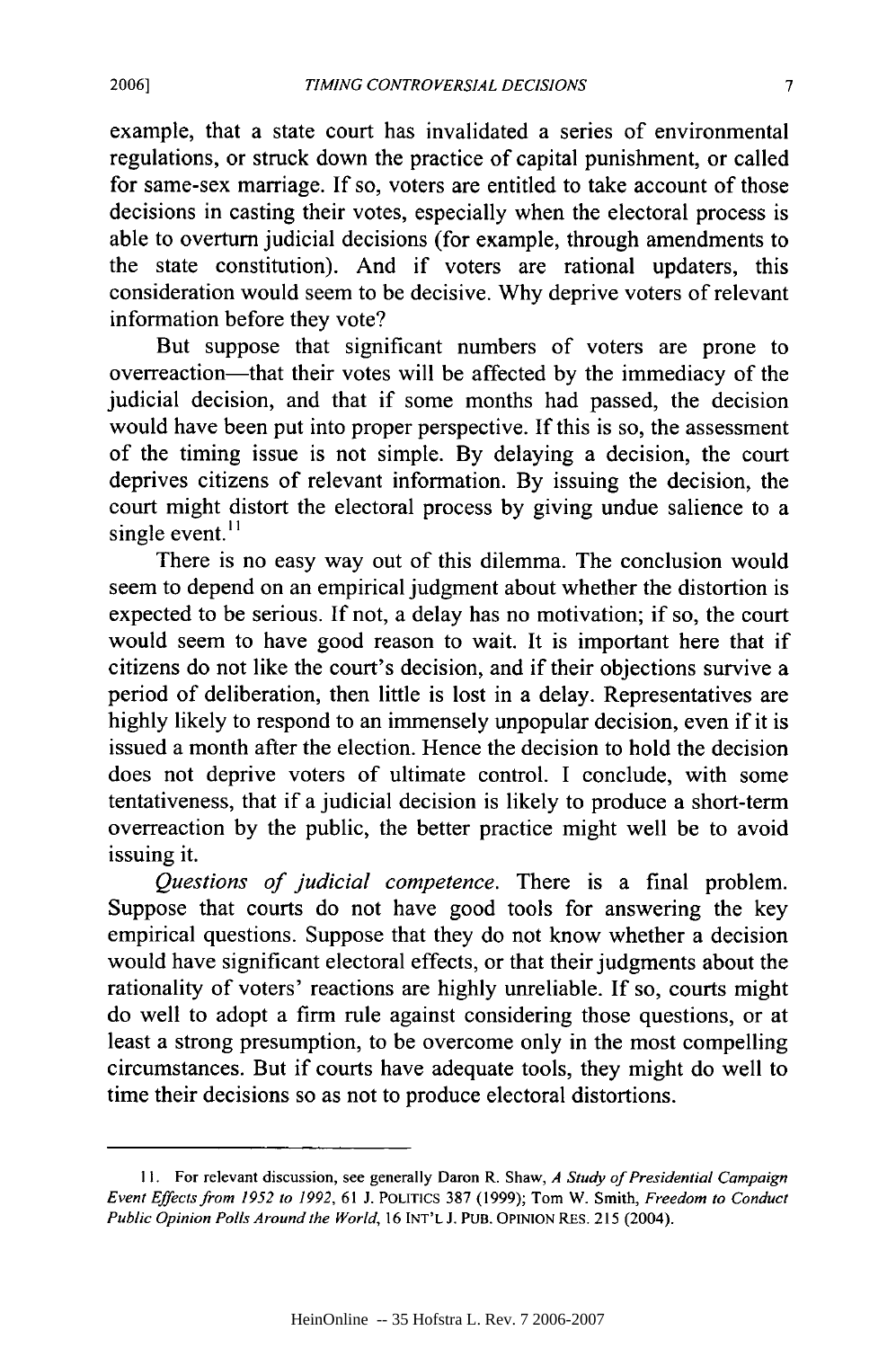example, that a state court has invalidated a series of environmental regulations, or struck down the practice of capital punishment, or called for same-sex marriage. If so, voters are entitled to take account of those decisions in casting their votes, especially when the electoral process is able to overturn judicial decisions (for example, through amendments to the state constitution). And if voters are rational updaters, this consideration would seem to be decisive. Why deprive voters of relevant information before they vote?

But suppose that significant numbers of voters are prone to overreaction—that their votes will be affected by the immediacy of the judicial decision, and that if some months had passed, the decision would have been put into proper perspective. If this is so, the assessment of the timing issue is not simple. By delaying a decision, the court deprives citizens of relevant information. By issuing the decision, the court might distort the electoral process by giving undue salience to a single event.[11]

There is no easy way out of this dilemma. The conclusion would seem to depend on an empirical judgment about whether the distortion is expected to be serious. If not, a delay has no motivation; if so, the court would seem to have good reason to wait. It is important here that if citizens do not like the court's decision, and if their objections survive a period of deliberation, then little is lost in a delay. Representatives are highly likely to respond to an immensely unpopular decision, even if it is issued a month after the election. Hence the decision to hold the decision does not deprive voters of ultimate control. I conclude, with some tentativeness, that if a judicial decision is likely to produce a short-term overreaction by the public, the better practice might well be to avoid issuing it.

*Questions of judicial competence.* There is a final problem. Suppose that courts do not have good tools for answering the key empirical questions. Suppose that they do not know whether a decision would have significant electoral effects, or that their judgments about the rationality of voters' reactions are highly unreliable. If so, courts might do well to adopt a firm rule against considering those questions, or at least a strong presumption, to be overcome only in the most compelling circumstances. But if courts have adequate tools, they might do well to time their decisions so as not to produce electoral distortions.

---

11. For relevant discussion, see generally Daron R. Shaw, *A Study of Presidential Campaign Event Effects from 1952 to 1992*, 61 J. POLITICS 387 (1999); Tom W. Smith, *Freedom to Conduct Public Opinion Polls Around the World*, 16 INT'L J. PUB. OPINION RES. 215 (2004).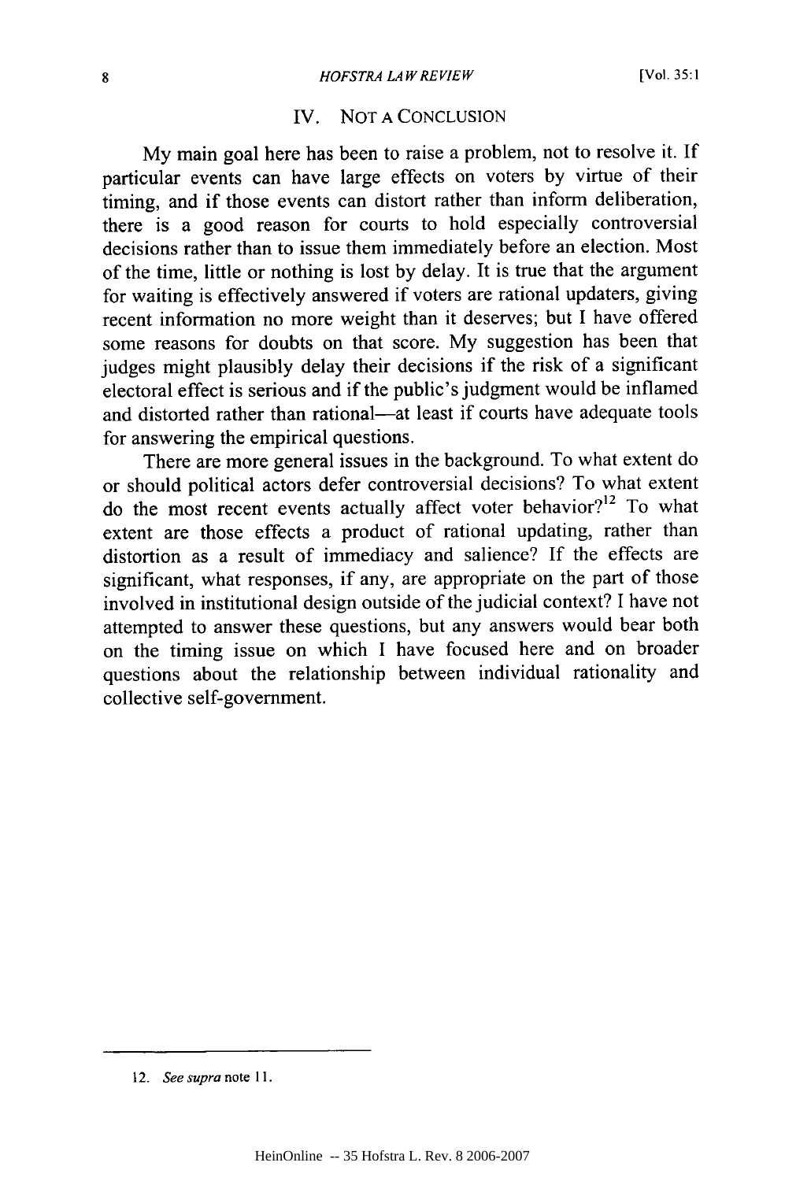## IV. NOT A CONCLUSION

My main goal here has been to raise a problem, not to resolve it. If particular events can have large effects on voters by virtue of their timing, and if those events can distort rather than inform deliberation, there is a good reason for courts to hold especially controversial decisions rather than to issue them immediately before an election. Most of the time, little or nothing is lost by delay. It is true that the argument for waiting is effectively answered if voters are rational updaters, giving recent information no more weight than it deserves; but I have offered some reasons for doubts on that score. My suggestion has been that judges might plausibly delay their decisions if the risk of a significant electoral effect is serious and if the public's judgment would be inflamed and distorted rather than rational—at least if courts have adequate tools for answering the empirical questions.

There are more general issues in the background. To what extent do or should political actors defer controversial decisions? To what extent do the most recent events actually affect voter behavior?[12] To what extent are those effects a product of rational updating, rather than distortion as a result of immediacy and salience? If the effects are significant, what responses, if any, are appropriate on the part of those involved in institutional design outside of the judicial context? I have not attempted to answer these questions, but any answers would bear both on the timing issue on which I have focused here and on broader questions about the relationship between individual rationality and collective self-government.

---

12. *See supra* note 11.

HeinOnline -- 35 Hofstra L. Rev. 8 2006-2007